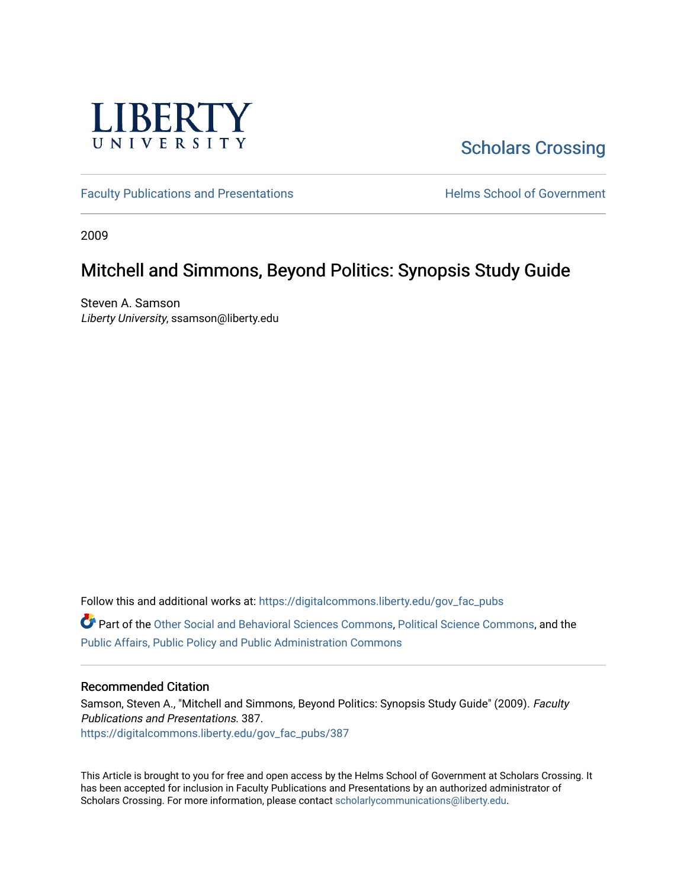LIBERTY UNIVERSITY

Scholars Crossing

Faculty Publications and Presentations

Helms School of Government

2009

# Mitchell and Simmons, Beyond Politics: Synopsis Study Guide

Steven A. Samson
*Liberty University*, ssamson@liberty.edu

Follow this and additional works at: https://digitalcommons.liberty.edu/gov_fac_pubs

Part of the Other Social and Behavioral Sciences Commons, Political Science Commons, and the Public Affairs, Public Policy and Public Administration Commons

## Recommended Citation

Samson, Steven A., "Mitchell and Simmons, Beyond Politics: Synopsis Study Guide" (2009). *Faculty Publications and Presentations*. 387.
https://digitalcommons.liberty.edu/gov_fac_pubs/387

This Article is brought to you for free and open access by the Helms School of Government at Scholars Crossing. It has been accepted for inclusion in Faculty Publications and Presentations by an authorized administrator of Scholars Crossing. For more information, please contact scholarlycommunications@liberty.edu.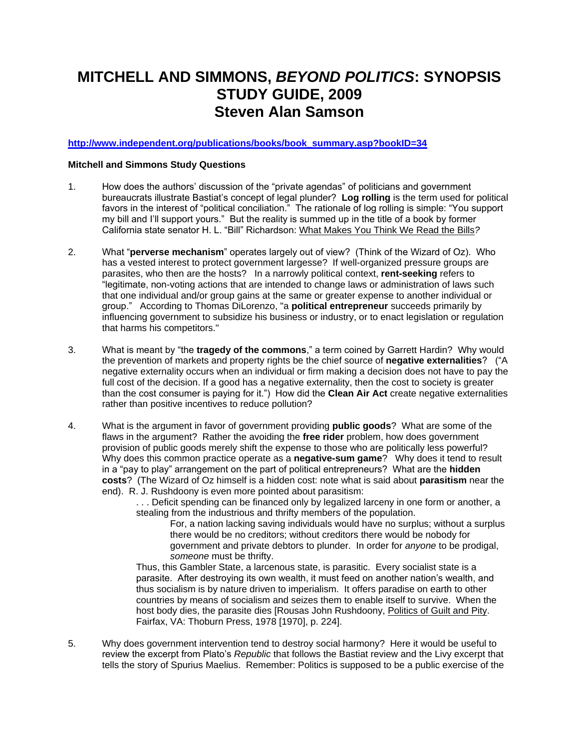# MITCHELL AND SIMMONS, *BEYOND POLITICS*: SYNOPSIS STUDY GUIDE, 2009 Steven Alan Samson

**http://www.independent.org/publications/books/book_summary.asp?bookID=34**

**Mitchell and Simmons Study Questions**

1. How does the authors' discussion of the "private agendas" of politicians and government bureaucrats illustrate Bastiat's concept of legal plunder? **Log rolling** is the term used for political favors in the interest of "political conciliation." The rationale of log rolling is simple: "You support my bill and I'll support yours." But the reality is summed up in the title of a book by former California state senator H. L. "Bill" Richardson: What Makes You Think We Read the Bills?

2. What "**perverse mechanism**" operates largely out of view? (Think of the Wizard of Oz). Who has a vested interest to protect government largesse? If well-organized pressure groups are parasites, who then are the hosts? In a narrowly political context, **rent-seeking** refers to "legitimate, non-voting actions that are intended to change laws or administration of laws such that one individual and/or group gains at the same or greater expense to another individual or group." According to Thomas DiLorenzo, "a **political entrepreneur** succeeds primarily by influencing government to subsidize his business or industry, or to enact legislation or regulation that harms his competitors."

3. What is meant by "the **tragedy of the commons**," a term coined by Garrett Hardin? Why would the prevention of markets and property rights be the chief source of **negative externalities**? ("A negative externality occurs when an individual or firm making a decision does not have to pay the full cost of the decision. If a good has a negative externality, then the cost to society is greater than the cost consumer is paying for it.") How did the **Clean Air Act** create negative externalities rather than positive incentives to reduce pollution?

4. What is the argument in favor of government providing **public goods**? What are some of the flaws in the argument? Rather the avoiding the **free rider** problem, how does government provision of public goods merely shift the expense to those who are politically less powerful? Why does this common practice operate as a **negative-sum game**? Why does it tend to result in a "pay to play" arrangement on the part of political entrepreneurs? What are the **hidden costs**? (The Wizard of Oz himself is a hidden cost: note what is said about **parasitism** near the end). R. J. Rushdoony is even more pointed about parasitism:

   > . . . Deficit spending can be financed only by legalized larceny in one form or another, a stealing from the industrious and thrifty members of the population.
   >
   > > For, a nation lacking saving individuals would have no surplus; without a surplus there would be no creditors; without creditors there would be nobody for government and private debtors to plunder. In order for *anyone* to be prodigal, *someone* must be thrifty.
   >
   > Thus, this Gambler State, a larcenous state, is parasitic. Every socialist state is a parasite. After destroying its own wealth, it must feed on another nation's wealth, and thus socialism is by nature driven to imperialism. It offers paradise on earth to other countries by means of socialism and seizes them to enable itself to survive. When the host body dies, the parasite dies [Rousas John Rushdoony, Politics of Guilt and Pity. Fairfax, VA: Thoburn Press, 1978 [1970], p. 224].

5. Why does government intervention tend to destroy social harmony? Here it would be useful to review the excerpt from Plato's *Republic* that follows the Bastiat review and the Livy excerpt that tells the story of Spurius Maelius. Remember: Politics is supposed to be a public exercise of the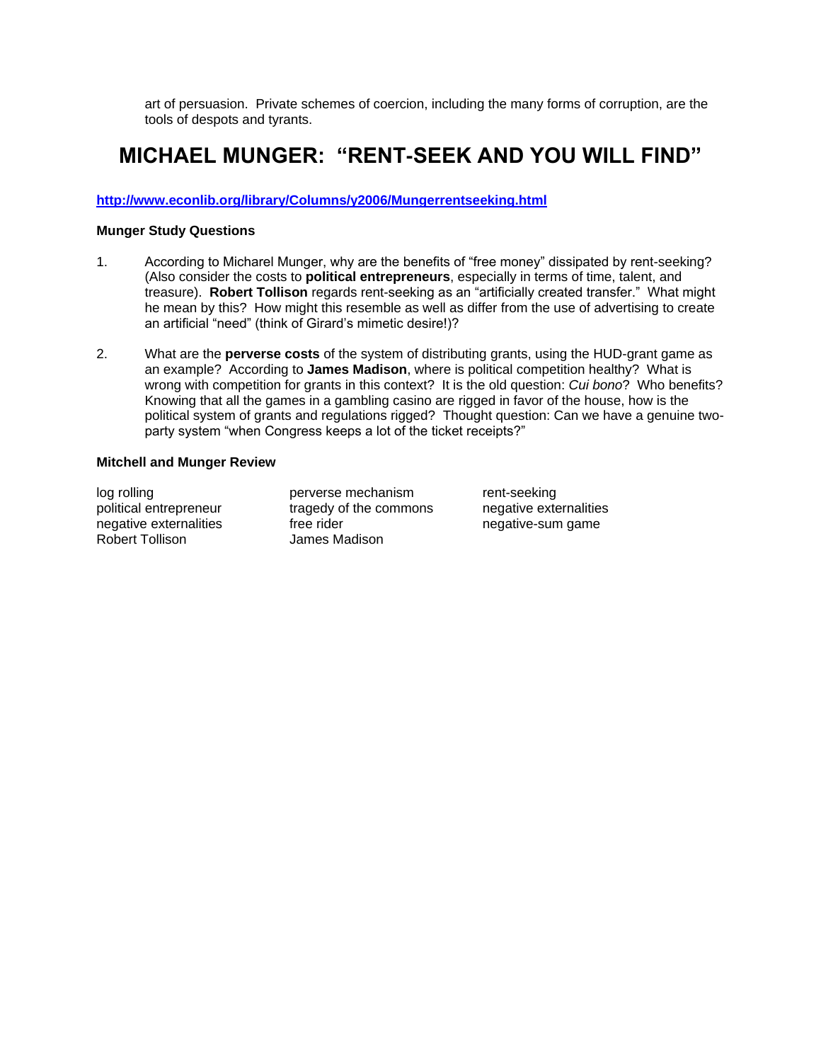art of persuasion. Private schemes of coercion, including the many forms of corruption, are the tools of despots and tyrants.

# MICHAEL MUNGER: "RENT-SEEK AND YOU WILL FIND"

**http://www.econlib.org/library/Columns/y2006/Mungerrentseeking.html**

**Munger Study Questions**

1. According to Micharel Munger, why are the benefits of "free money" dissipated by rent-seeking? (Also consider the costs to **political entrepreneurs**, especially in terms of time, talent, and treasure). **Robert Tollison** regards rent-seeking as an "artificially created transfer." What might he mean by this? How might this resemble as well as differ from the use of advertising to create an artificial "need" (think of Girard's mimetic desire!)?

2. What are the **perverse costs** of the system of distributing grants, using the HUD-grant game as an example? According to **James Madison**, where is political competition healthy? What is wrong with competition for grants in this context? It is the old question: *Cui bono*? Who benefits? Knowing that all the games in a gambling casino are rigged in favor of the house, how is the political system of grants and regulations rigged? Thought question: Can we have a genuine two-party system "when Congress keeps a lot of the ticket receipts?"

**Mitchell and Munger Review**

| | | |
|---|---|---|
| log rolling | perverse mechanism | rent-seeking |
| political entrepreneur | tragedy of the commons | negative externalities |
| negative externalities | free rider | negative-sum game |
| Robert Tollison | James Madison | |